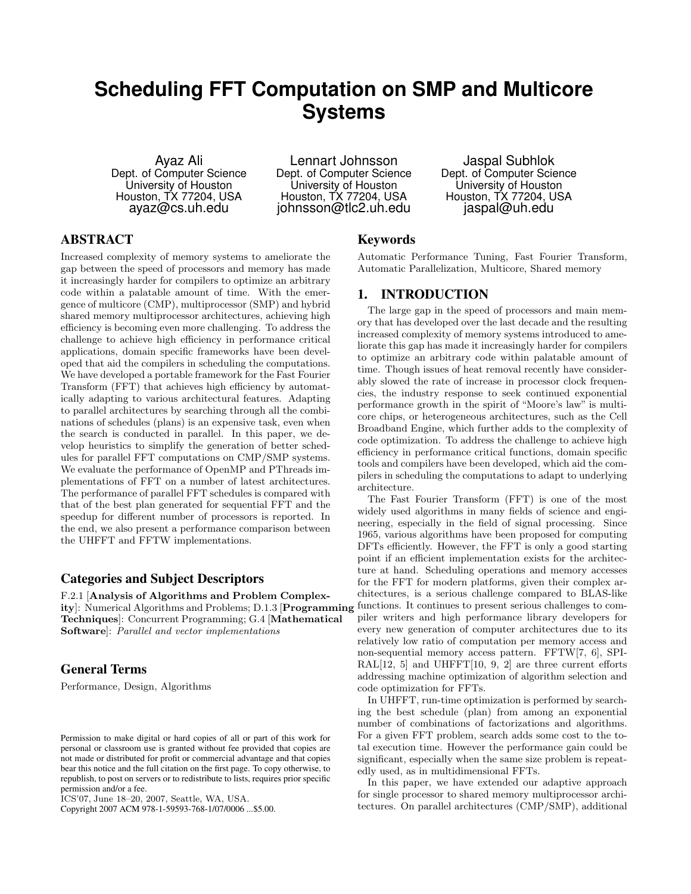# Scheduling FFT Computation on SMP and Multicore Systems

Ayaz Ali
Dept. of Computer Science
University of Houston
Houston, TX 77204, USA
ayaz@cs.uh.edu

Lennart Johnsson
Dept. of Computer Science
University of Houston
Houston, TX 77204, USA
johnsson@tlc2.uh.edu

Jaspal Subhlok
Dept. of Computer Science
University of Houston
Houston, TX 77204, USA
jaspal@uh.edu

## ABSTRACT

Increased complexity of memory systems to ameliorate the gap between the speed of processors and memory has made it increasingly harder for compilers to optimize an arbitrary code within a palatable amount of time. With the emergence of multicore (CMP), multiprocessor (SMP) and hybrid shared memory multiprocessor architectures, achieving high efficiency is becoming even more challenging. To address the challenge to achieve high efficiency in performance critical applications, domain specific frameworks have been developed that aid the compilers in scheduling the computations. We have developed a portable framework for the Fast Fourier Transform (FFT) that achieves high efficiency by automatically adapting to various architectural features. Adapting to parallel architectures by searching through all the combinations of schedules (plans) is an expensive task, even when the search is conducted in parallel. In this paper, we develop heuristics to simplify the generation of better schedules for parallel FFT computations on CMP/SMP systems. We evaluate the performance of OpenMP and PThreads implementations of FFT on a number of latest architectures. The performance of parallel FFT schedules is compared with that of the best plan generated for sequential FFT and the speedup for different number of processors is reported. In the end, we also present a performance comparison between the UHFFT and FFTW implementations.

### Categories and Subject Descriptors

F.2.1 [**Analysis of Algorithms and Problem Complexity**]: Numerical Algorithms and Problems; D.1.3 [**Programming Techniques**]: Concurrent Programming; G.4 [**Mathematical Software**]: *Parallel and vector implementations*

### General Terms

Performance, Design, Algorithms

Permission to make digital or hard copies of all or part of this work for personal or classroom use is granted without fee provided that copies are not made or distributed for profit or commercial advantage and that copies bear this notice and the full citation on the first page. To copy otherwise, to republish, to post on servers or to redistribute to lists, requires prior specific permission and/or a fee.
ICS'07, June 18–20, 2007, Seattle, WA, USA.
Copyright 2007 ACM 978-1-59593-768-1/07/0006 ...$5.00.

### Keywords

Automatic Performance Tuning, Fast Fourier Transform, Automatic Parallelization, Multicore, Shared memory

## 1. INTRODUCTION

The large gap in the speed of processors and main memory that has developed over the last decade and the resulting increased complexity of memory systems introduced to ameliorate this gap has made it increasingly harder for compilers to optimize an arbitrary code within palatable amount of time. Though issues of heat removal recently have considerably slowed the rate of increase in processor clock frequencies, the industry response to seek continued exponential performance growth in the spirit of "Moore's law" is multicore chips, or heterogeneous architectures, such as the Cell Broadband Engine, which further adds to the complexity of code optimization. To address the challenge to achieve high efficiency in performance critical functions, domain specific tools and compilers have been developed, which aid the compilers in scheduling the computations to adapt to underlying architecture.

The Fast Fourier Transform (FFT) is one of the most widely used algorithms in many fields of science and engineering, especially in the field of signal processing. Since 1965, various algorithms have been proposed for computing DFTs efficiently. However, the FFT is only a good starting point if an efficient implementation exists for the architecture at hand. Scheduling operations and memory accesses for the FFT for modern platforms, given their complex architectures, is a serious challenge compared to BLAS-like functions. It continues to present serious challenges to compiler writers and high performance library developers for every new generation of computer architectures due to its relatively low ratio of computation per memory access and non-sequential memory access pattern. FFTW[7, 6], SPIRAL[12, 5] and UHFFT[10, 9, 2] are three current efforts addressing machine optimization of algorithm selection and code optimization for FFTs.

In UHFFT, run-time optimization is performed by searching the best schedule (plan) from among an exponential number of combinations of factorizations and algorithms. For a given FFT problem, search adds some cost to the total execution time. However the performance gain could be significant, especially when the same size problem is repeatedly used, as in multidimensional FFTs.

In this paper, we have extended our adaptive approach for single processor to shared memory multiprocessor architectures. On parallel architectures (CMP/SMP), additional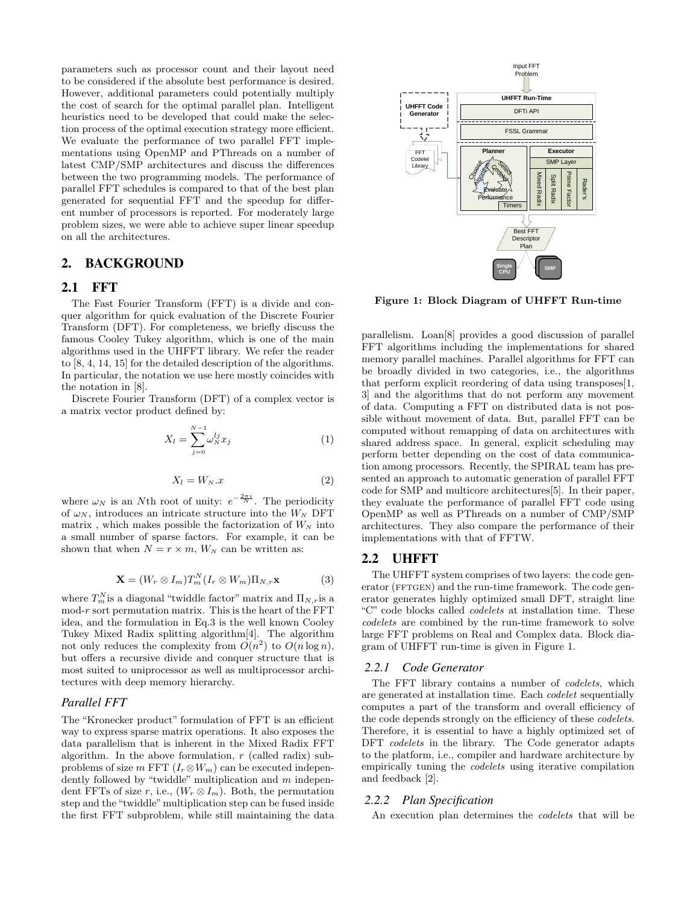parameters such as processor count and their layout need to be considered if the absolute best performance is desired. However, additional parameters could potentially multiply the cost of search for the optimal parallel plan. Intelligent heuristics need to be developed that could make the selection process of the optimal execution strategy more efficient. We evaluate the performance of two parallel FFT implementations using OpenMP and PThreads on a number of latest CMP/SMP architectures and discuss the differences between the two programming models. The performance of parallel FFT schedules is compared to that of the best plan generated for sequential FFT and the speedup for different number of processors is reported. For moderately large problem sizes, we were able to achieve super linear speedup on all the architectures.

## 2. BACKGROUND

### 2.1 FFT

The Fast Fourier Transform (FFT) is a divide and conquer algorithm for quick evaluation of the Discrete Fourier Transform (DFT). For completeness, we briefly discuss the famous Cooley Tukey algorithm, which is one of the main algorithms used in the UHFFT library. We refer the reader to [8, 4, 14, 15] for the detailed description of the algorithms. In particular, the notation we use here mostly coincides with the notation in [8].

Discrete Fourier Transform (DFT) of a complex vector is a matrix vector product defined by:

$$X_l = \sum_{j=0}^{N-1} \omega_N^{lj} x_j \tag{1}$$

$$X_l = W_N.x \tag{2}$$

where $\omega_N$ is an $N$th root of unity: $e^{-\frac{2\pi i}{N}}$. The periodicity of $\omega_N$, introduces an intricate structure into the $W_N$ DFT matrix , which makes possible the factorization of $W_N$ into a small number of sparse factors. For example, it can be shown that when $N = r \times m$, $W_N$ can be written as:

$$\mathbf{X} = (W_r \otimes I_m) T_m^N (I_r \otimes W_m) \Pi_{N,r} \mathbf{x} \tag{3}$$

where $T_m^N$ is a diagonal "twiddle factor" matrix and $\Pi_{N,r}$ is a mod-$r$ sort permutation matrix. This is the heart of the FFT idea, and the formulation in Eq.3 is the well known Cooley Tukey Mixed Radix splitting algorithm[4]. The algorithm not only reduces the complexity from $O(n^2)$ to $O(n \log n)$, but offers a recursive divide and conquer structure that is most suited to uniprocessor as well as multiprocessor architectures with deep memory hierarchy.

#### *Parallel FFT*

The "Kronecker product" formulation of FFT is an efficient way to express sparse matrix operations. It also exposes the data parallelism that is inherent in the Mixed Radix FFT algorithm. In the above formulation, $r$ (called radix) subproblems of size $m$ FFT ($I_r \otimes W_m$) can be executed independently followed by "twiddle" multiplication and $m$ independent FFTs of size $r$, i.e., ($W_r \otimes I_m$). Both, the permutation step and the "twiddle" multiplication step can be fused inside the first FFT subproblem, while still maintaining the data parallelism. Loan[8] provides a good discussion of parallel FFT algorithms including the implementations for shared memory parallel machines. Parallel algorithms for FFT can be broadly divided in two categories, i.e., the algorithms that perform explicit reordering of data using transposes[1, 3] and the algorithms that do not perform any movement of data. Computing a FFT on distributed data is not possible without movement of data. But, parallel FFT can be computed without remapping of data on architectures with shared address space. In general, explicit scheduling may perform better depending on the cost of data communication among processors. Recently, the SPIRAL team has presented an approach to automatic generation of parallel FFT code for SMP and multicore architectures[5]. In their paper, they evaluate the performance of parallel FFT code using OpenMP as well as PThreads on a number of CMP/SMP architectures. They also compare the performance of their implementations with that of FFTW.

**Figure 1: Block Diagram of UHFFT Run-time**

### 2.2 UHFFT

The UHFFT system comprises of two layers: the code generator (FFTGEN) and the run-time framework. The code generator generates highly optimized small DFT, straight line "C" code blocks called *codelets* at installation time. These *codelets* are combined by the run-time framework to solve large FFT problems on Real and Complex data. Block diagram of UHFFT run-time is given in Figure 1.

#### *2.2.1 Code Generator*

The FFT library contains a number of *codelets*, which are generated at installation time. Each *codelet* sequentially computes a part of the transform and overall efficiency of the code depends strongly on the efficiency of these *codelets*. Therefore, it is essential to have a highly optimized set of DFT *codelets* in the library. The Code generator adapts to the platform, i.e., compiler and hardware architecture by empirically tuning the *codelets* using iterative compilation and feedback [2].

#### *2.2.2 Plan Specification*

An execution plan determines the *codelets* that will be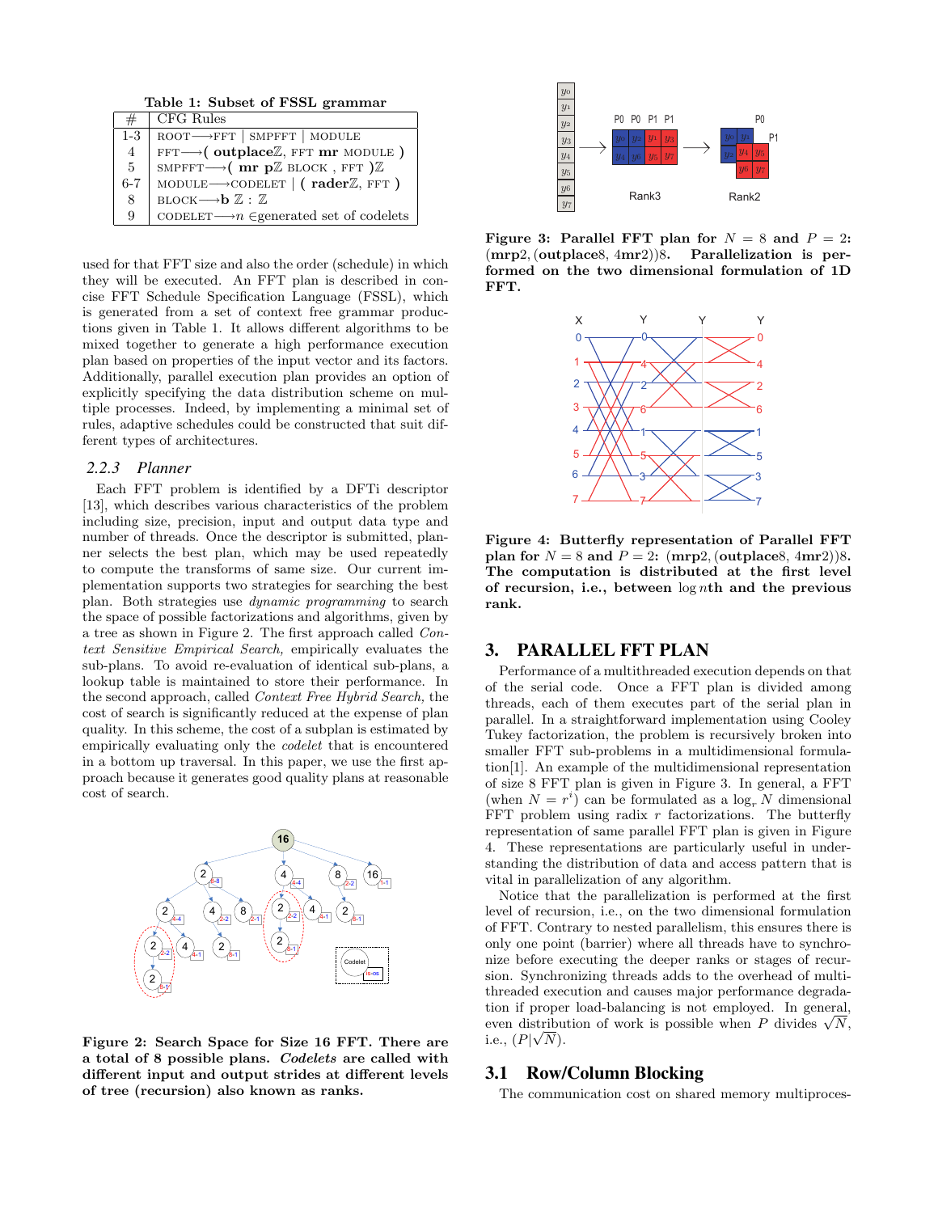**Table 1: Subset of FSSL grammar**

| # | CFG Rules |
|---|---|
| 1-3 | ROOT⟶FFT \| SMPFFT \| MODULE |
| 4 | FFT⟶( **outplace**$\mathbb{Z}$, FFT **mr** MODULE ) |
| 5 | SMPFFT⟶( **mr p**$\mathbb{Z}$ BLOCK , FFT )$\mathbb{Z}$ |
| 6-7 | MODULE⟶CODELET \| ( **rader**$\mathbb{Z}$, FFT ) |
| 8 | BLOCK⟶**b** $\mathbb{Z}$ : $\mathbb{Z}$ |
| 9 | CODELET⟶$n$ ∈generated set of codelets |

used for that FFT size and also the order (schedule) in which they will be executed. An FFT plan is described in concise FFT Schedule Specification Language (FSSL), which is generated from a set of context free grammar productions given in Table 1. It allows different algorithms to be mixed together to generate a high performance execution plan based on properties of the input vector and its factors. Additionally, parallel execution plan provides an option of explicitly specifying the data distribution scheme on multiple processes. Indeed, by implementing a minimal set of rules, adaptive schedules could be constructed that suit different types of architectures.

### 2.2.3 Planner

Each FFT problem is identified by a DFTi descriptor [13], which describes various characteristics of the problem including size, precision, input and output data type and number of threads. Once the descriptor is submitted, planner selects the best plan, which may be used repeatedly to compute the transforms of same size. Our current implementation supports two strategies for searching the best plan. Both strategies use *dynamic programming* to search the space of possible factorizations and algorithms, given by a tree as shown in Figure 2. The first approach called *Context Sensitive Empirical Search,* empirically evaluates the sub-plans. To avoid re-evaluation of identical sub-plans, a lookup table is maintained to store their performance. In the second approach, called *Context Free Hybrid Search,* the cost of search is significantly reduced at the expense of plan quality. In this scheme, the cost of a subplan is estimated by empirically evaluating only the *codelet* that is encountered in a bottom up traversal. In this paper, we use the first approach because it generates good quality plans at reasonable cost of search.

**Figure 2: Search Space for Size 16 FFT. There are a total of 8 possible plans. *Codelets* are called with different input and output strides at different levels of tree (recursion) also known as ranks.**

**Figure 3: Parallel FFT plan for $N = 8$ and $P = 2$: (mrp2, (outplace8, 4mr2))8. Parallelization is performed on the two dimensional formulation of 1D FFT.**

**Figure 4: Butterfly representation of Parallel FFT plan for $N = 8$ and $P = 2$: (mrp2, (outplace8, 4mr2))8. The computation is distributed at the first level of recursion, i.e., between $\log n$th and the previous rank.**

## 3. PARALLEL FFT PLAN

Performance of a multithreaded execution depends on that of the serial code. Once a FFT plan is divided among threads, each of them executes part of the serial plan in parallel. In a straightforward implementation using Cooley Tukey factorization, the problem is recursively broken into smaller FFT sub-problems in a multidimensional formulation[1]. An example of the multidimensional representation of size 8 FFT plan is given in Figure 3. In general, a FFT (when $N = r^i$) can be formulated as a $\log_r N$ dimensional FFT problem using radix $r$ factorizations. The butterfly representation of same parallel FFT plan is given in Figure 4. These representations are particularly useful in understanding the distribution of data and access pattern that is vital in parallelization of any algorithm.

Notice that the parallelization is performed at the first level of recursion, i.e., on the two dimensional formulation of FFT. Contrary to nested parallelism, this ensures there is only one point (barrier) where all threads have to synchronize before executing the deeper ranks or stages of recursion. Synchronizing threads adds to the overhead of multithreaded execution and causes major performance degradation if proper load-balancing is not employed. In general, even distribution of work is possible when $P$ divides $\sqrt{N}$, i.e., $(P|\sqrt{N})$.

### 3.1 Row/Column Blocking

The communication cost on shared memory multiproces-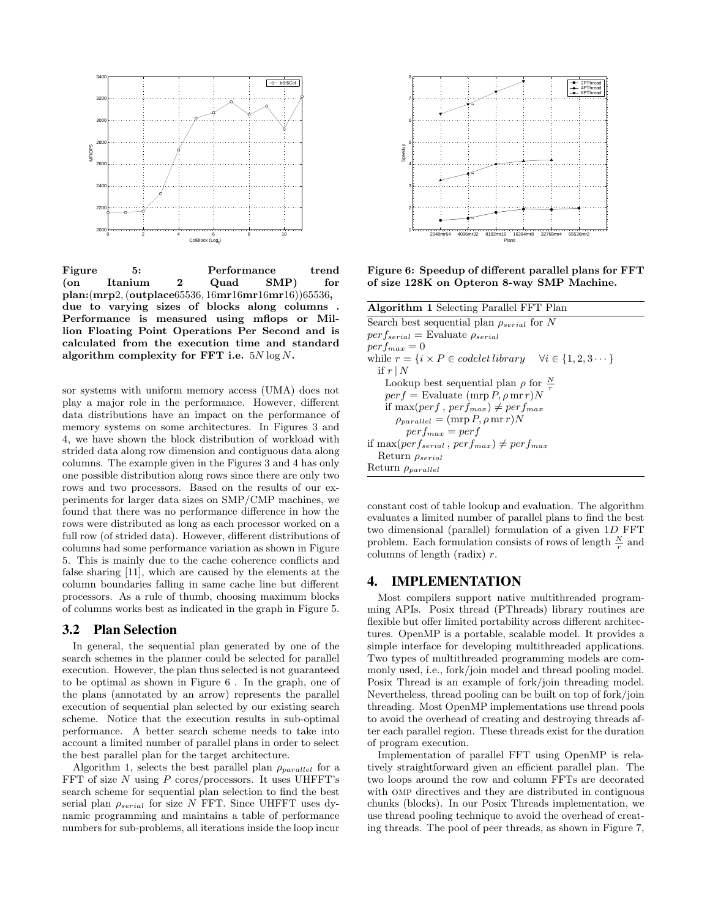**Figure 5: Performance trend (on Itanium 2 Quad SMP) for plan:(mrp2, (outplace65536, 16mr16mr16mr16))65536, due to varying sizes of blocks along columns . Performance is measured using mflops or Million Floating Point Operations Per Second and is calculated from the execution time and standard algorithm complexity for FFT i.e. $5N \log N$.**

**Figure 6: Speedup of different parallel plans for FFT of size 128K on Opteron 8-way SMP Machine.**

sor systems with uniform memory access (UMA) does not play a major role in the performance. However, different data distributions have an impact on the performance of memory systems on some architectures. In Figures 3 and 4, we have shown the block distribution of workload with strided data along row dimension and contiguous data along columns. The example given in the Figures 3 and 4 has only one possible distribution along rows since there are only two rows and two processors. Based on the results of our experiments for larger data sizes on SMP/CMP machines, we found that there was no performance difference in how the rows were distributed as long as each processor worked on a full row (of strided data). However, different distributions of columns had some performance variation as shown in Figure 5. This is mainly due to the cache coherence conflicts and false sharing [11], which are caused by the elements at the column boundaries falling in same cache line but different processors. As a rule of thumb, choosing maximum blocks of columns works best as indicated in the graph in Figure 5.

## 3.2 Plan Selection

In general, the sequential plan generated by one of the search schemes in the planner could be selected for parallel execution. However, the plan thus selected is not guaranteed to be optimal as shown in Figure 6 . In the graph, one of the plans (annotated by an arrow) represents the parallel execution of sequential plan selected by our existing search scheme. Notice that the execution results in sub-optimal performance. A better search scheme needs to take into account a limited number of parallel plans in order to select the best parallel plan for the target architecture.

Algorithm 1, selects the best parallel plan $\rho_{parallel}$ for a FFT of size $N$ using $P$ cores/processors. It uses UHFFT's search scheme for sequential plan selection to find the best serial plan $\rho_{serial}$ for size $N$ FFT. Since UHFFT uses dynamic programming and maintains a table of performance numbers for sub-problems, all iterations inside the loop incur

**Algorithm 1** Selecting Parallel FFT Plan

Search best sequential plan $\rho_{serial}$ for $N$
$perf_{serial}$ = Evaluate $\rho_{serial}$
$perf_{max} = 0$
while $r = \{i \times P \in codelet\,library \quad \forall i \in \{1, 2, 3 \cdots\}$
  if $r \mid N$
    Lookup best sequential plan $\rho$ for $\frac{N}{r}$
    $perf$ = Evaluate $(\mathrm{mrp}\,P, \rho\,\mathrm{mr}\,r)N$
    if $\max(perf\,,\, perf_{max}) \neq perf_{max}$
      $\rho_{parallel} = (\mathrm{mrp}\,P, \rho\,\mathrm{mr}\,r)N$
      $perf_{max} = perf$
if $\max(perf_{serial}\,,\, perf_{max}) \neq perf_{max}$
  Return $\rho_{serial}$
Return $\rho_{parallel}$

constant cost of table lookup and evaluation. The algorithm evaluates a limited number of parallel plans to find the best two dimensional (parallel) formulation of a given $1D$ FFT problem. Each formulation consists of rows of length $\frac{N}{r}$ and columns of length (radix) $r$.

# 4. IMPLEMENTATION

Most compilers support native multithreaded programming APIs. Posix thread (PThreads) library routines are flexible but offer limited portability across different architectures. OpenMP is a portable, scalable model. It provides a simple interface for developing multithreaded applications. Two types of multithreaded programming models are commonly used, i.e., fork/join model and thread pooling model. Posix Thread is an example of fork/join threading model. Nevertheless, thread pooling can be built on top of fork/join threading. Most OpenMP implementations use thread pools to avoid the overhead of creating and destroying threads after each parallel region. These threads exist for the duration of program execution.

Implementation of parallel FFT using OpenMP is relatively straightforward given an efficient parallel plan. The two loops around the row and column FFTs are decorated with OMP directives and they are distributed in contiguous chunks (blocks). In our Posix Threads implementation, we use thread pooling technique to avoid the overhead of creating threads. The pool of peer threads, as shown in Figure 7,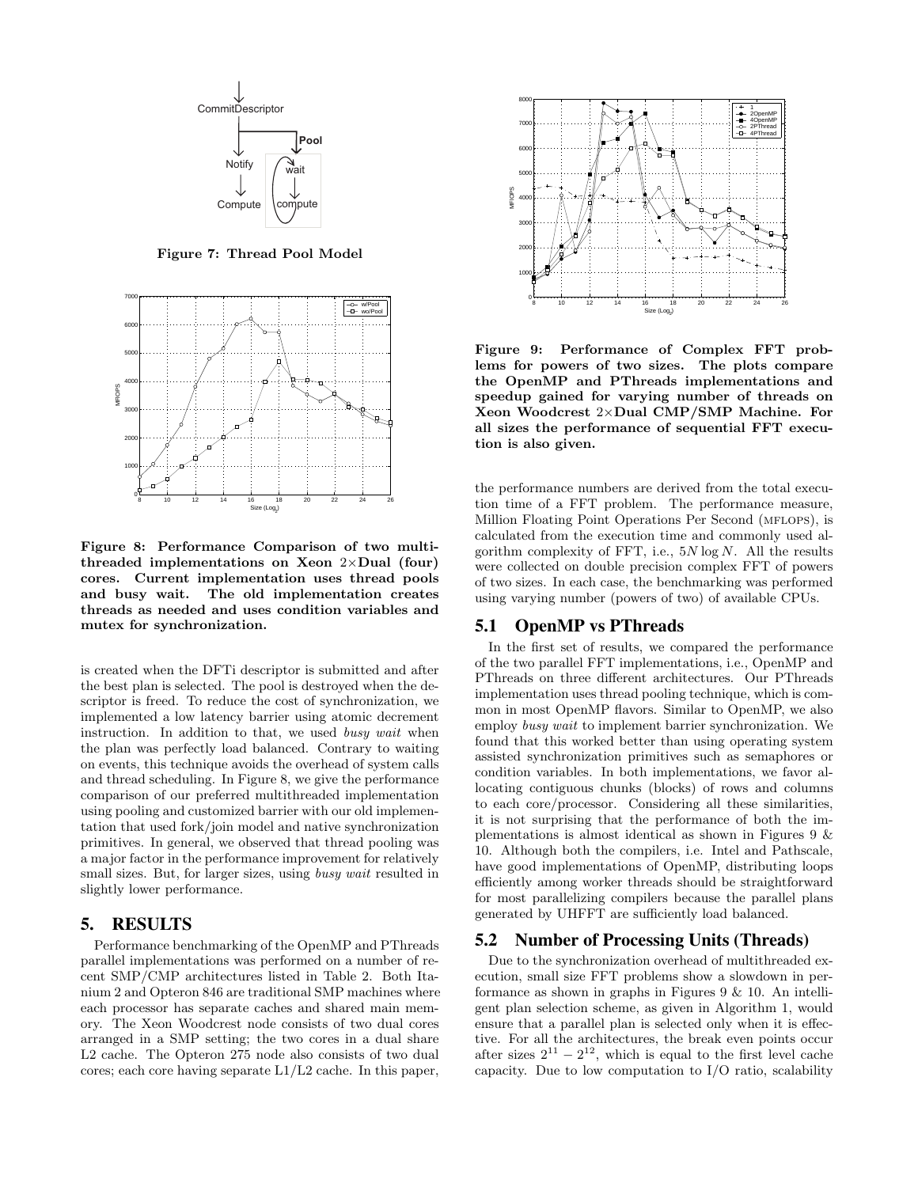Figure 7: Thread Pool Model

Figure 8: Performance Comparison of two multithreaded implementations on Xeon 2×Dual (four) cores. Current implementation uses thread pools and busy wait. The old implementation creates threads as needed and uses condition variables and mutex for synchronization.

is created when the DFTi descriptor is submitted and after the best plan is selected. The pool is destroyed when the descriptor is freed. To reduce the cost of synchronization, we implemented a low latency barrier using atomic decrement instruction. In addition to that, we used *busy wait* when the plan was perfectly load balanced. Contrary to waiting on events, this technique avoids the overhead of system calls and thread scheduling. In Figure 8, we give the performance comparison of our preferred multithreaded implementation using pooling and customized barrier with our old implementation that used fork/join model and native synchronization primitives. In general, we observed that thread pooling was a major factor in the performance improvement for relatively small sizes. But, for larger sizes, using *busy wait* resulted in slightly lower performance.

# 5. RESULTS

Performance benchmarking of the OpenMP and PThreads parallel implementations was performed on a number of recent SMP/CMP architectures listed in Table 2. Both Itanium 2 and Opteron 846 are traditional SMP machines where each processor has separate caches and shared main memory. The Xeon Woodcrest node consists of two dual cores arranged in a SMP setting; the two cores in a dual share L2 cache. The Opteron 275 node also consists of two dual cores; each core having separate L1/L2 cache. In this paper, the performance numbers are derived from the total execution time of a FFT problem. The performance measure, Million Floating Point Operations Per Second (MFLOPS), is calculated from the execution time and commonly used algorithm complexity of FFT, i.e., $5N \log N$. All the results were collected on double precision complex FFT of powers of two sizes. In each case, the benchmarking was performed using varying number (powers of two) of available CPUs.

Figure 9: Performance of Complex FFT problems for powers of two sizes. The plots compare the OpenMP and PThreads implementations and speedup gained for varying number of threads on Xeon Woodcrest 2×Dual CMP/SMP Machine. For all sizes the performance of sequential FFT execution is also given.

## 5.1 OpenMP vs PThreads

In the first set of results, we compared the performance of the two parallel FFT implementations, i.e., OpenMP and PThreads on three different architectures. Our PThreads implementation uses thread pooling technique, which is common in most OpenMP flavors. Similar to OpenMP, we also employ *busy wait* to implement barrier synchronization. We found that this worked better than using operating system assisted synchronization primitives such as semaphores or condition variables. In both implementations, we favor allocating contiguous chunks (blocks) of rows and columns to each core/processor. Considering all these similarities, it is not surprising that the performance of both the implementations is almost identical as shown in Figures 9 & 10. Although both the compilers, i.e. Intel and Pathscale, have good implementations of OpenMP, distributing loops efficiently among worker threads should be straightforward for most parallelizing compilers because the parallel plans generated by UHFFT are sufficiently load balanced.

## 5.2 Number of Processing Units (Threads)

Due to the synchronization overhead of multithreaded execution, small size FFT problems show a slowdown in performance as shown in graphs in Figures 9 & 10. An intelligent plan selection scheme, as given in Algorithm 1, would ensure that a parallel plan is selected only when it is effective. For all the architectures, the break even points occur after sizes $2^{11} - 2^{12}$, which is equal to the first level cache capacity. Due to low computation to I/O ratio, scalability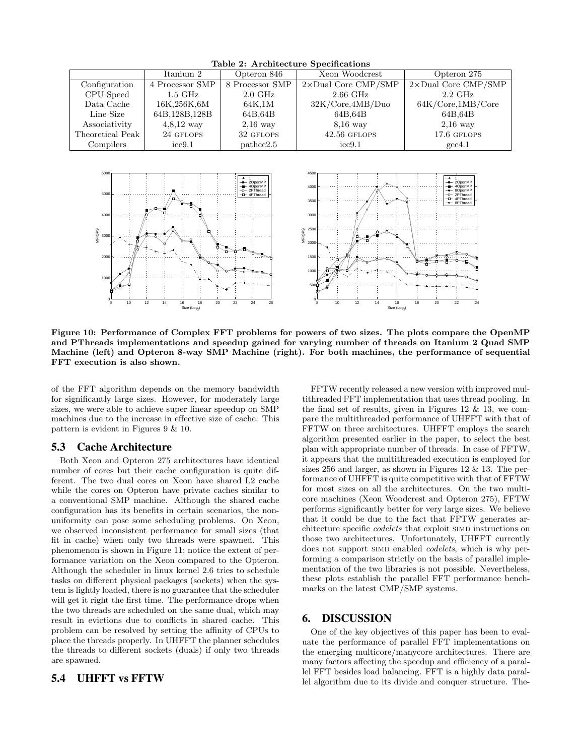**Table 2: Architecture Specifications**

| | Itanium 2 | Opteron 846 | Xeon Woodcrest | Opteron 275 |
|---|---|---|---|---|
| Configuration | 4 Processor SMP | 8 Processor SMP | 2×Dual Core CMP/SMP | 2×Dual Core CMP/SMP |
| CPU Speed | 1.5 GHz | 2.0 GHz | 2.66 GHz | 2.2 GHz |
| Data Cache | 16K,256K,6M | 64K,1M | 32K/Core,4MB/Duo | 64K/Core,1MB/Core |
| Line Size | 64B,128B,128B | 64B,64B | 64B,64B | 64B,64B |
| Associativity | 4,8,12 way | 2,16 way | 8,16 way | 2,16 way |
| Theoretical Peak | 24 GFLOPS | 32 GFLOPS | 42.56 GFLOPS | 17.6 GFLOPS |
| Compilers | icc9.1 | pathcc2.5 | icc9.1 | gcc4.1 |

**Figure 10: Performance of Complex FFT problems for powers of two sizes. The plots compare the OpenMP and PThreads implementations and speedup gained for varying number of threads on Itanium 2 Quad SMP Machine (left) and Opteron 8-way SMP Machine (right). For both machines, the performance of sequential FFT execution is also shown.**

of the FFT algorithm depends on the memory bandwidth for significantly large sizes. However, for moderately large sizes, we were able to achieve super linear speedup on SMP machines due to the increase in effective size of cache. This pattern is evident in Figures 9 & 10.

## 5.3 Cache Architecture

Both Xeon and Opteron 275 architectures have identical number of cores but their cache configuration is quite different. The two dual cores on Xeon have shared L2 cache while the cores on Opteron have private caches similar to a conventional SMP machine. Although the shared cache configuration has its benefits in certain scenarios, the non-uniformity can pose some scheduling problems. On Xeon, we observed inconsistent performance for small sizes (that fit in cache) when only two threads were spawned. This phenomenon is shown in Figure 11; notice the extent of performance variation on the Xeon compared to the Opteron. Although the scheduler in linux kernel 2.6 tries to schedule tasks on different physical packages (sockets) when the system is lightly loaded, there is no guarantee that the scheduler will get it right the first time. The performance drops when the two threads are scheduled on the same dual, which may result in evictions due to conflicts in shared cache. This problem can be resolved by setting the affinity of CPUs to place the threads properly. In UHFFT the planner schedules the threads to different sockets (duals) if only two threads are spawned.

## 5.4 UHFFT vs FFTW

FFTW recently released a new version with improved multithreaded FFT implementation that uses thread pooling. In the final set of results, given in Figures 12 & 13, we compare the multithreaded performance of UHFFT with that of FFTW on three architectures. UHFFT employs the search algorithm presented earlier in the paper, to select the best plan with appropriate number of threads. In case of FFTW, it appears that the multithreaded execution is employed for sizes 256 and larger, as shown in Figures 12 & 13. The performance of UHFFT is quite competitive with that of FFTW for most sizes on all the architectures. On the two multicore machines (Xeon Woodcrest and Opteron 275), FFTW performs significantly better for very large sizes. We believe that it could be due to the fact that FFTW generates architecture specific *codelets* that exploit SIMD instructions on those two architectures. Unfortunately, UHFFT currently does not support SIMD enabled *codelets*, which is why performing a comparison strictly on the basis of parallel implementation of the two libraries is not possible. Nevertheless, these plots establish the parallel FFT performance benchmarks on the latest CMP/SMP systems.

# 6. DISCUSSION

One of the key objectives of this paper has been to evaluate the performance of parallel FFT implementations on the emerging multicore/manycore architectures. There are many factors affecting the speedup and efficiency of a parallel FFT besides load balancing. FFT is a highly data parallel algorithm due to its divide and conquer structure. The-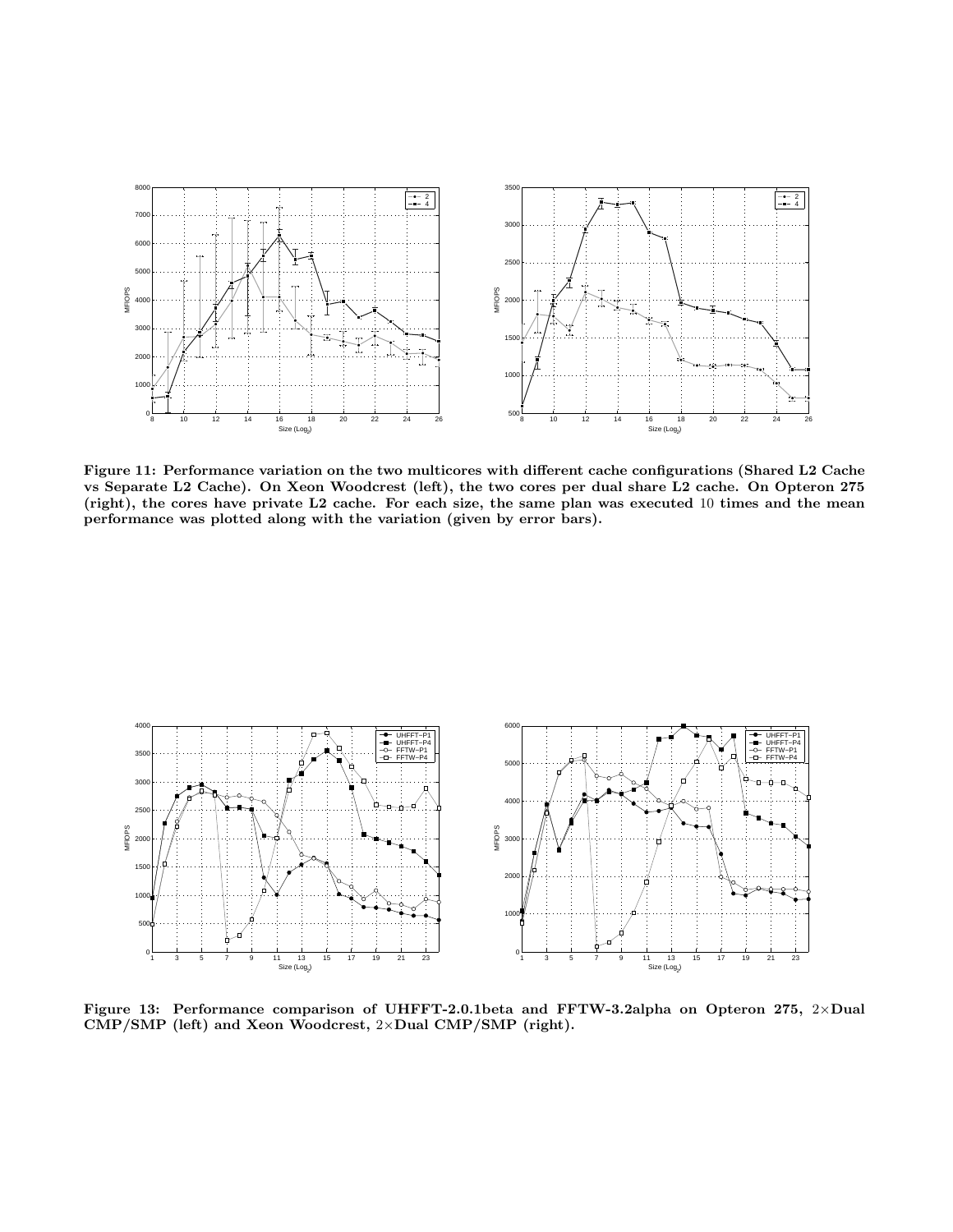Figure 11: Performance variation on the two multicores with different cache configurations (Shared L2 Cache vs Separate L2 Cache). On Xeon Woodcrest (left), the two cores per dual share L2 cache. On Opteron 275 (right), the cores have private L2 cache. For each size, the same plan was executed 10 times and the mean performance was plotted along with the variation (given by error bars).

Figure 13: Performance comparison of UHFFT-2.0.1beta and FFTW-3.2alpha on Opteron 275, 2×Dual CMP/SMP (left) and Xeon Woodcrest, 2×Dual CMP/SMP (right).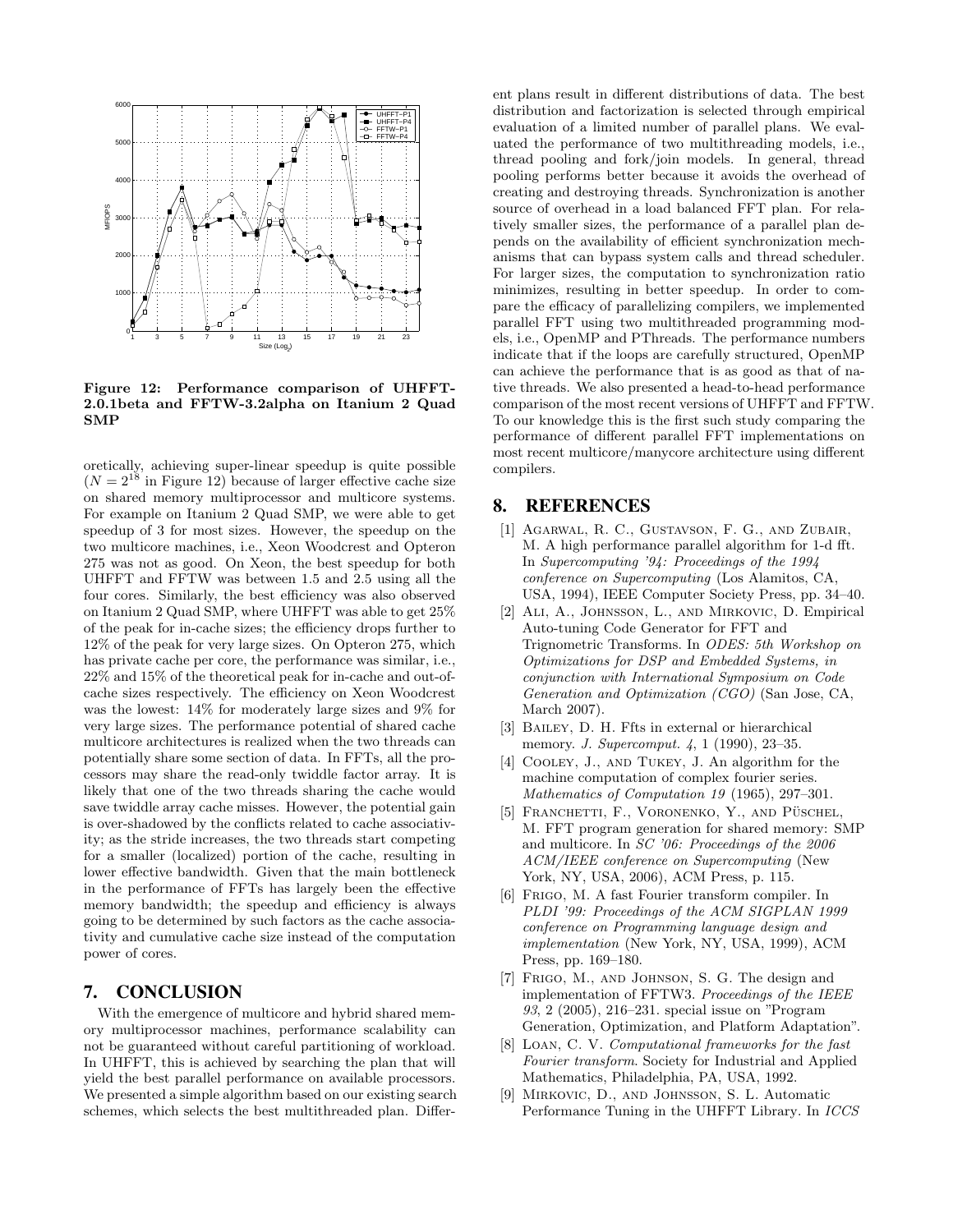Figure 12: Performance comparison of UHFFT-2.0.1beta and FFTW-3.2alpha on Itanium 2 Quad SMP

oretically, achieving super-linear speedup is quite possible ($N = 2^{18}$ in Figure 12) because of larger effective cache size on shared memory multiprocessor and multicore systems. For example on Itanium 2 Quad SMP, we were able to get speedup of 3 for most sizes. However, the speedup on the two multicore machines, i.e., Xeon Woodcrest and Opteron 275 was not as good. On Xeon, the best speedup for both UHFFT and FFTW was between 1.5 and 2.5 using all the four cores. Similarly, the best efficiency was also observed on Itanium 2 Quad SMP, where UHFFT was able to get 25% of the peak for in-cache sizes; the efficiency drops further to 12% of the peak for very large sizes. On Opteron 275, which has private cache per core, the performance was similar, i.e., 22% and 15% of the theoretical peak for in-cache and out-of-cache sizes respectively. The efficiency on Xeon Woodcrest was the lowest: 14% for moderately large sizes and 9% for very large sizes. The performance potential of shared cache multicore architectures is realized when the two threads can potentially share some section of data. In FFTs, all the processors may share the read-only twiddle factor array. It is likely that one of the two threads sharing the cache would save twiddle array cache misses. However, the potential gain is over-shadowed by the conflicts related to cache associativity; as the stride increases, the two threads start competing for a smaller (localized) portion of the cache, resulting in lower effective bandwidth. Given that the main bottleneck in the performance of FFTs has largely been the effective memory bandwidth; the speedup and efficiency is always going to be determined by such factors as the cache associativity and cumulative cache size instead of the computation power of cores.

## 7. CONCLUSION

With the emergence of multicore and hybrid shared memory multiprocessor machines, performance scalability can not be guaranteed without careful partitioning of workload. In UHFFT, this is achieved by searching the plan that will yield the best parallel performance on available processors. We presented a simple algorithm based on our existing search schemes, which selects the best multithreaded plan. Different plans result in different distributions of data. The best distribution and factorization is selected through empirical evaluation of a limited number of parallel plans. We evaluated the performance of two multithreading models, i.e., thread pooling and fork/join models. In general, thread pooling performs better because it avoids the overhead of creating and destroying threads. Synchronization is another source of overhead in a load balanced FFT plan. For relatively smaller sizes, the performance of a parallel plan depends on the availability of efficient synchronization mechanisms that can bypass system calls and thread scheduler. For larger sizes, the computation to synchronization ratio minimizes, resulting in better speedup. In order to compare the efficacy of parallelizing compilers, we implemented parallel FFT using two multithreaded programming models, i.e., OpenMP and PThreads. The performance numbers indicate that if the loops are carefully structured, OpenMP can achieve the performance that is as good as that of native threads. We also presented a head-to-head performance comparison of the most recent versions of UHFFT and FFTW. To our knowledge this is the first such study comparing the performance of different parallel FFT implementations on most recent multicore/manycore architecture using different compilers.

## 8. REFERENCES

[1] Agarwal, R. C., Gustavson, F. G., and Zubair, M. A high performance parallel algorithm for 1-d fft. In *Supercomputing '94: Proceedings of the 1994 conference on Supercomputing* (Los Alamitos, CA, USA, 1994), IEEE Computer Society Press, pp. 34–40.

[2] Ali, A., Johnsson, L., and Mirkovic, D. Empirical Auto-tuning Code Generator for FFT and Trignometric Transforms. In *ODES: 5th Workshop on Optimizations for DSP and Embedded Systems, in conjunction with International Symposium on Code Generation and Optimization (CGO)* (San Jose, CA, March 2007).

[3] Bailey, D. H. Ffts in external or hierarchical memory. *J. Supercomput. 4*, 1 (1990), 23–35.

[4] Cooley, J., and Tukey, J. An algorithm for the machine computation of complex fourier series. *Mathematics of Computation 19* (1965), 297–301.

[5] Franchetti, F., Voronenko, Y., and Püschel, M. FFT program generation for shared memory: SMP and multicore. In *SC '06: Proceedings of the 2006 ACM/IEEE conference on Supercomputing* (New York, NY, USA, 2006), ACM Press, p. 115.

[6] Frigo, M. A fast Fourier transform compiler. In *PLDI '99: Proceedings of the ACM SIGPLAN 1999 conference on Programming language design and implementation* (New York, NY, USA, 1999), ACM Press, pp. 169–180.

[7] Frigo, M., and Johnson, S. G. The design and implementation of FFTW3. *Proceedings of the IEEE 93*, 2 (2005), 216–231. special issue on "Program Generation, Optimization, and Platform Adaptation".

[8] Loan, C. V. *Computational frameworks for the fast Fourier transform*. Society for Industrial and Applied Mathematics, Philadelphia, PA, USA, 1992.

[9] Mirkovic, D., and Johnsson, S. L. Automatic Performance Tuning in the UHFFT Library. In *ICCS*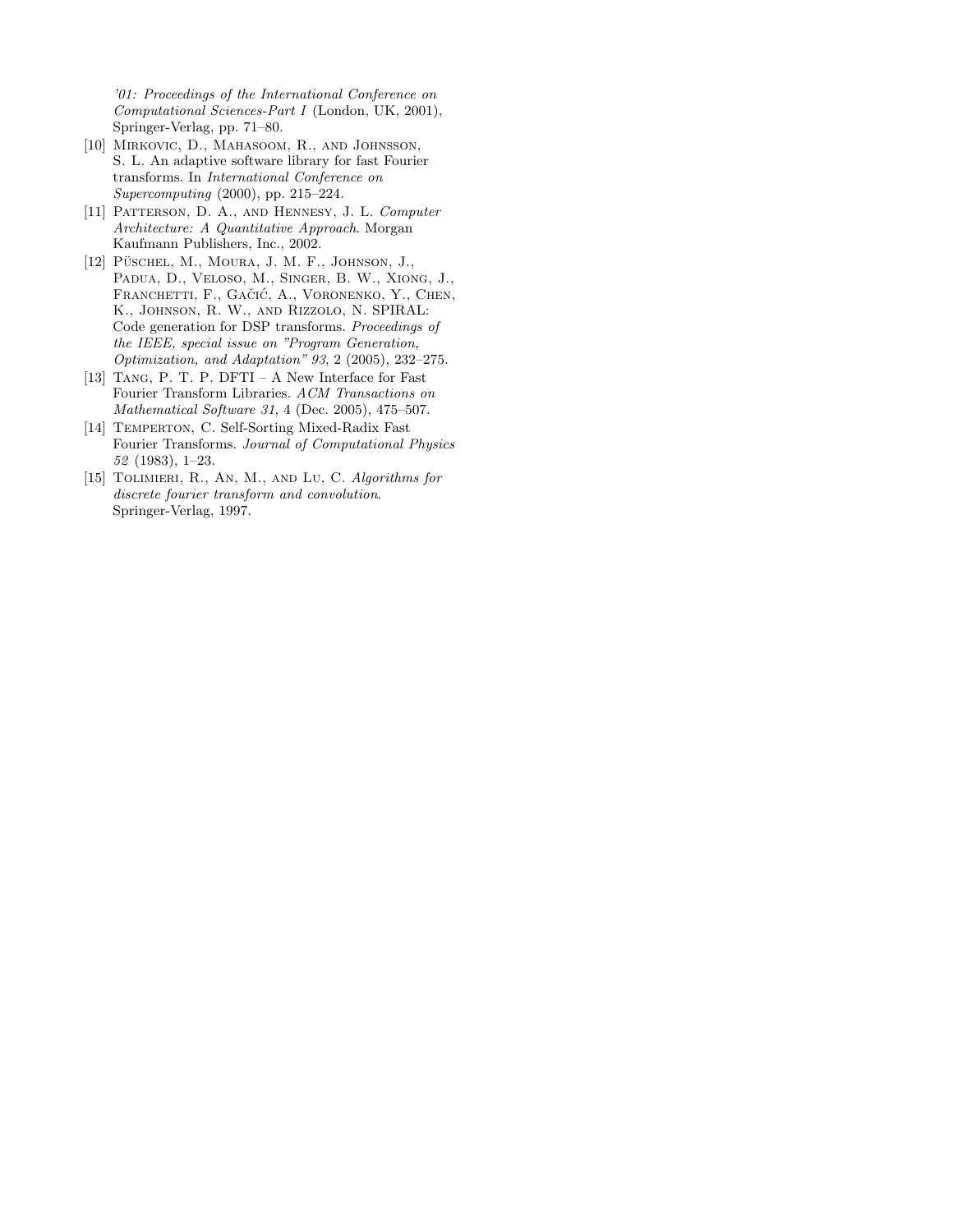*'01: Proceedings of the International Conference on Computational Sciences-Part I* (London, UK, 2001), Springer-Verlag, pp. 71–80.

[10] Mirkovic, D., Mahasoom, R., and Johnsson, S. L. An adaptive software library for fast Fourier transforms. In *International Conference on Supercomputing* (2000), pp. 215–224.

[11] Patterson, D. A., and Hennesy, J. L. *Computer Architecture: A Quantitative Approach*. Morgan Kaufmann Publishers, Inc., 2002.

[12] Püschel, M., Moura, J. M. F., Johnson, J., Padua, D., Veloso, M., Singer, B. W., Xiong, J., Franchetti, F., Gačić, A., Voronenko, Y., Chen, K., Johnson, R. W., and Rizzolo, N. SPIRAL: Code generation for DSP transforms. *Proceedings of the IEEE, special issue on "Program Generation, Optimization, and Adaptation" 93*, 2 (2005), 232–275.

[13] Tang, P. T. P. DFTI – A New Interface for Fast Fourier Transform Libraries. *ACM Transactions on Mathematical Software 31*, 4 (Dec. 2005), 475–507.

[14] Temperton, C. Self-Sorting Mixed-Radix Fast Fourier Transforms. *Journal of Computational Physics 52* (1983), 1–23.

[15] Tolimieri, R., An, M., and Lu, C. *Algorithms for discrete fourier transform and convolution*. Springer-Verlag, 1997.